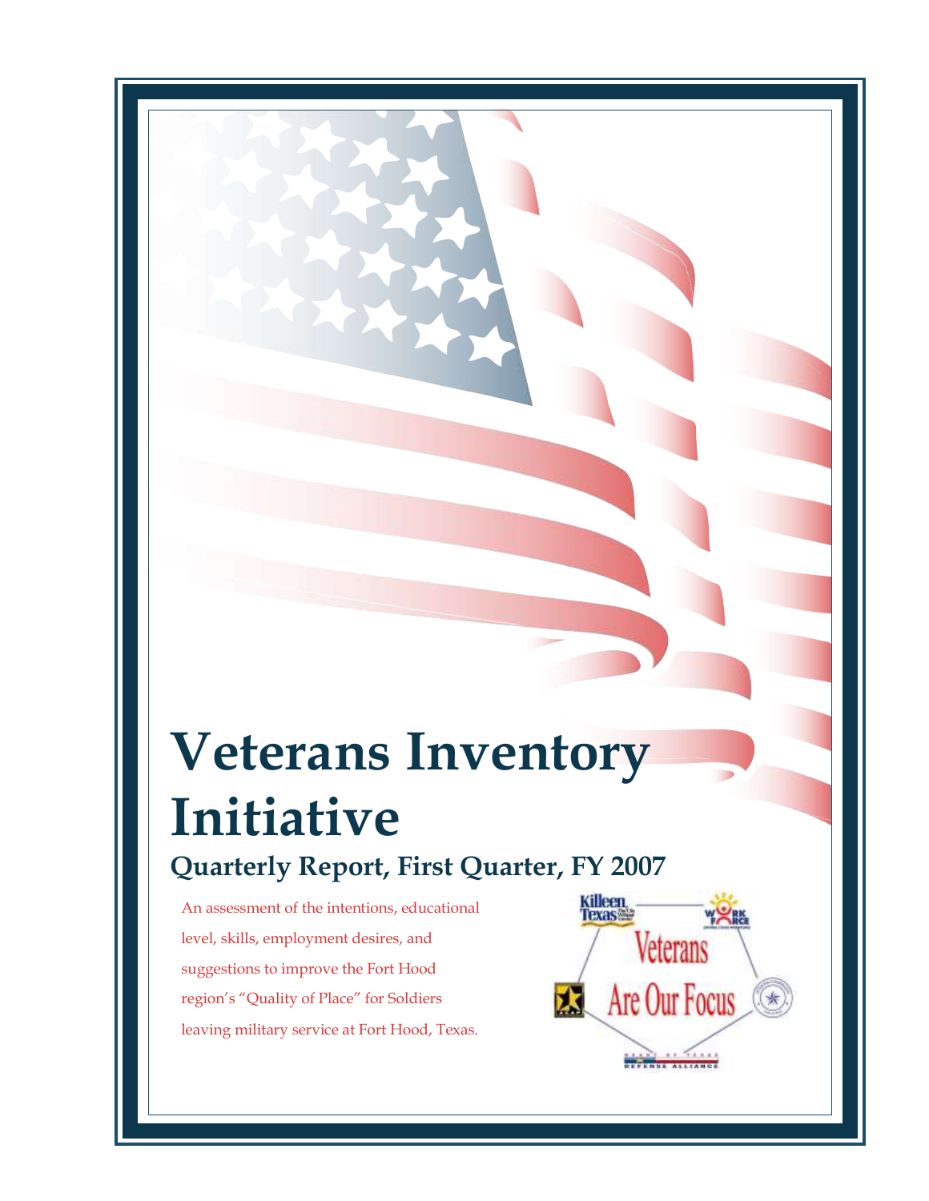# Veterans Inventory Initiative

## Quarterly Report, First Quarter, FY 2007

An assessment of the intentions, educational level, skills, employment desires, and suggestions to improve the Fort Hood region's "Quality of Place" for Soldiers leaving military service at Fort Hood, Texas.

Veterans Are Our Focus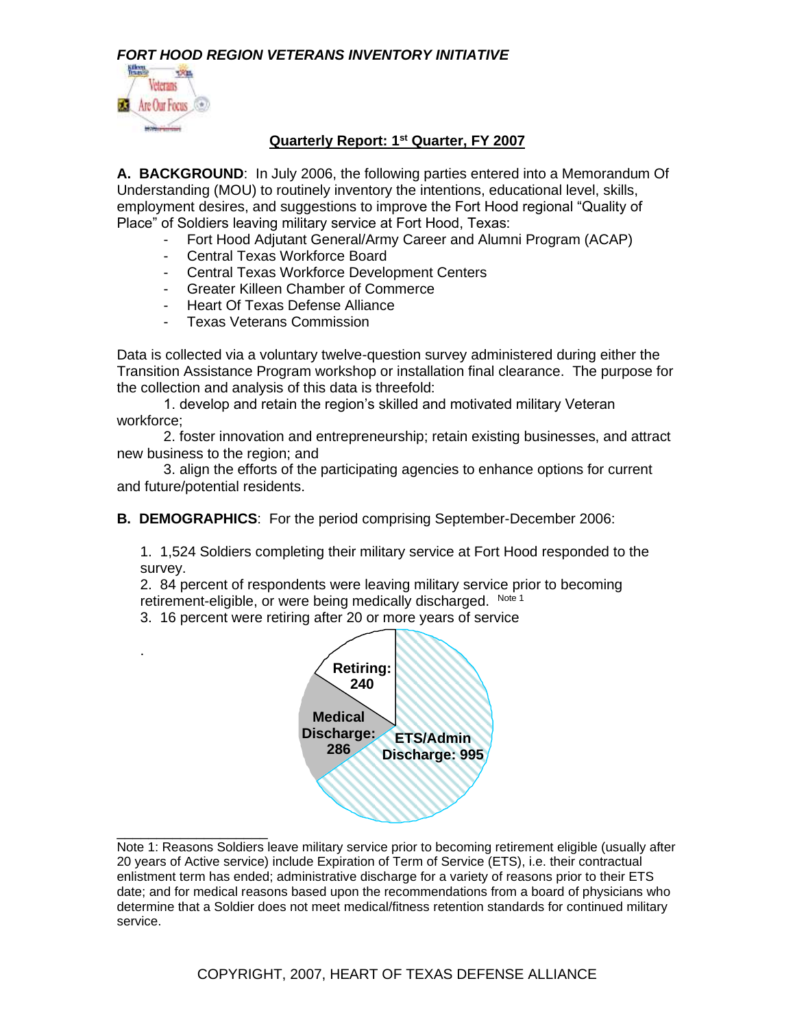*FORT HOOD REGION VETERANS INVENTORY INITIATIVE*

## Quarterly Report: 1st Quarter, FY 2007

**A. BACKGROUND**: In July 2006, the following parties entered into a Memorandum Of Understanding (MOU) to routinely inventory the intentions, educational level, skills, employment desires, and suggestions to improve the Fort Hood regional "Quality of Place" of Soldiers leaving military service at Fort Hood, Texas:

- Fort Hood Adjutant General/Army Career and Alumni Program (ACAP)
- Central Texas Workforce Board
- Central Texas Workforce Development Centers
- Greater Killeen Chamber of Commerce
- Heart Of Texas Defense Alliance
- Texas Veterans Commission

Data is collected via a voluntary twelve-question survey administered during either the Transition Assistance Program workshop or installation final clearance. The purpose for the collection and analysis of this data is threefold:

1. develop and retain the region's skilled and motivated military Veteran workforce;
2. foster innovation and entrepreneurship; retain existing businesses, and attract new business to the region; and
3. align the efforts of the participating agencies to enhance options for current and future/potential residents.

**B. DEMOGRAPHICS**: For the period comprising September-December 2006:

1. 1,524 Soldiers completing their military service at Fort Hood responded to the survey.
2. 84 percent of respondents were leaving military service prior to becoming retirement-eligible, or were being medically discharged. [Note 1]
3. 16 percent were retiring after 20 or more years of service

Retiring: 240

Medical Discharge: 286

ETS/Admin Discharge: 995

Note 1: Reasons Soldiers leave military service prior to becoming retirement eligible (usually after 20 years of Active service) include Expiration of Term of Service (ETS), i.e. their contractual enlistment term has ended; administrative discharge for a variety of reasons prior to their ETS date; and for medical reasons based upon the recommendations from a board of physicians who determine that a Soldier does not meet medical/fitness retention standards for continued military service.

COPYRIGHT, 2007, HEART OF TEXAS DEFENSE ALLIANCE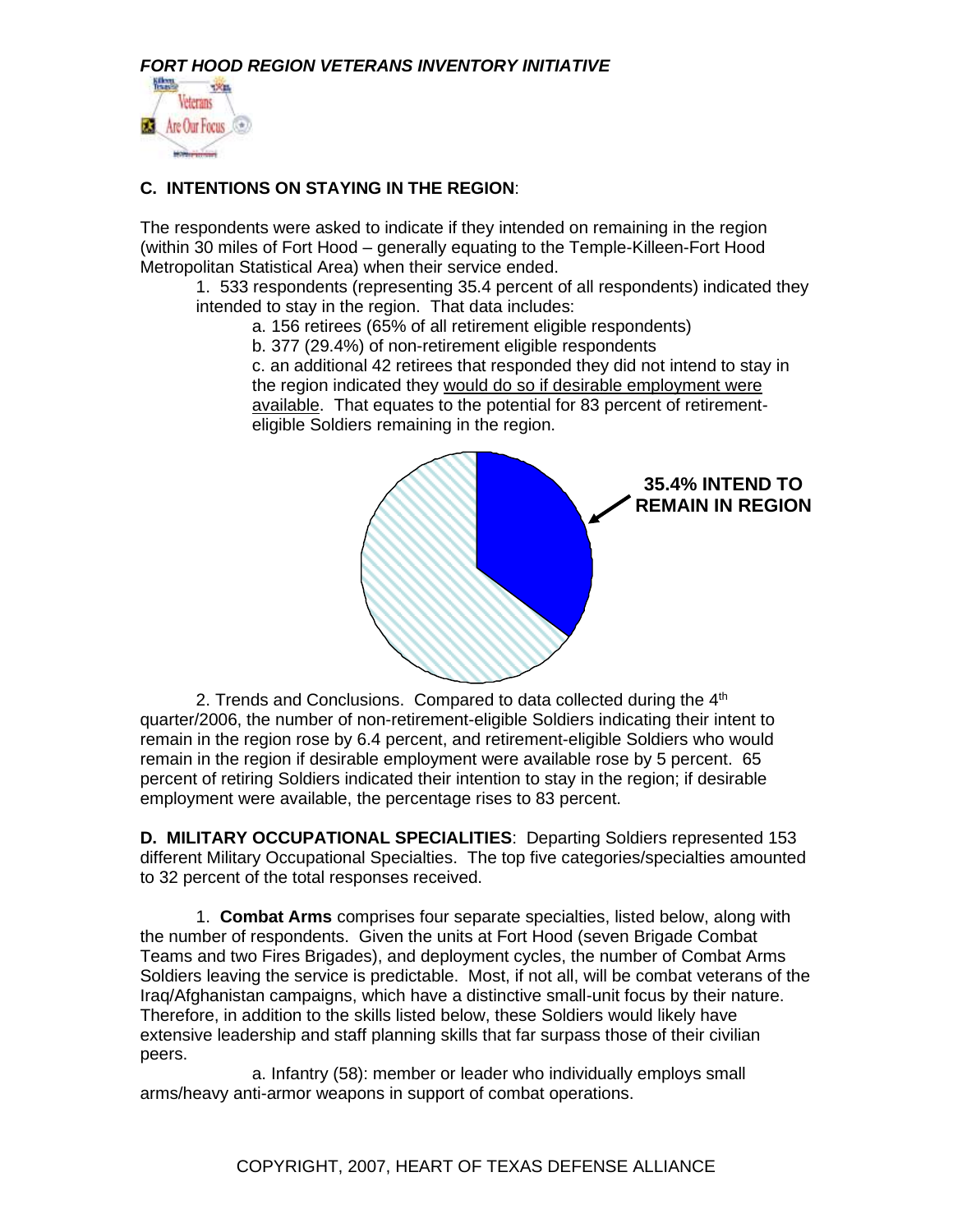## C. INTENTIONS ON STAYING IN THE REGION:

The respondents were asked to indicate if they intended on remaining in the region (within 30 miles of Fort Hood – generally equating to the Temple-Killeen-Fort Hood Metropolitan Statistical Area) when their service ended.

1. 533 respondents (representing 35.4 percent of all respondents) indicated they intended to stay in the region. That data includes:

   a. 156 retirees (65% of all retirement eligible respondents)

   b. 377 (29.4%) of non-retirement eligible respondents

   c. an additional 42 retirees that responded they did not intend to stay in the region indicated they would do so if desirable employment were available. That equates to the potential for 83 percent of retirement-eligible Soldiers remaining in the region.

35.4% INTEND TO REMAIN IN REGION

2. Trends and Conclusions. Compared to data collected during the 4th quarter/2006, the number of non-retirement-eligible Soldiers indicating their intent to remain in the region rose by 6.4 percent, and retirement-eligible Soldiers who would remain in the region if desirable employment were available rose by 5 percent. 65 percent of retiring Soldiers indicated their intention to stay in the region; if desirable employment were available, the percentage rises to 83 percent.

**D. MILITARY OCCUPATIONAL SPECIALITIES**: Departing Soldiers represented 153 different Military Occupational Specialties. The top five categories/specialties amounted to 32 percent of the total responses received.

1. **Combat Arms** comprises four separate specialties, listed below, along with the number of respondents. Given the units at Fort Hood (seven Brigade Combat Teams and two Fires Brigades), and deployment cycles, the number of Combat Arms Soldiers leaving the service is predictable. Most, if not all, will be combat veterans of the Iraq/Afghanistan campaigns, which have a distinctive small-unit focus by their nature. Therefore, in addition to the skills listed below, these Soldiers would likely have extensive leadership and staff planning skills that far surpass those of their civilian peers.

   a. Infantry (58): member or leader who individually employs small arms/heavy anti-armor weapons in support of combat operations.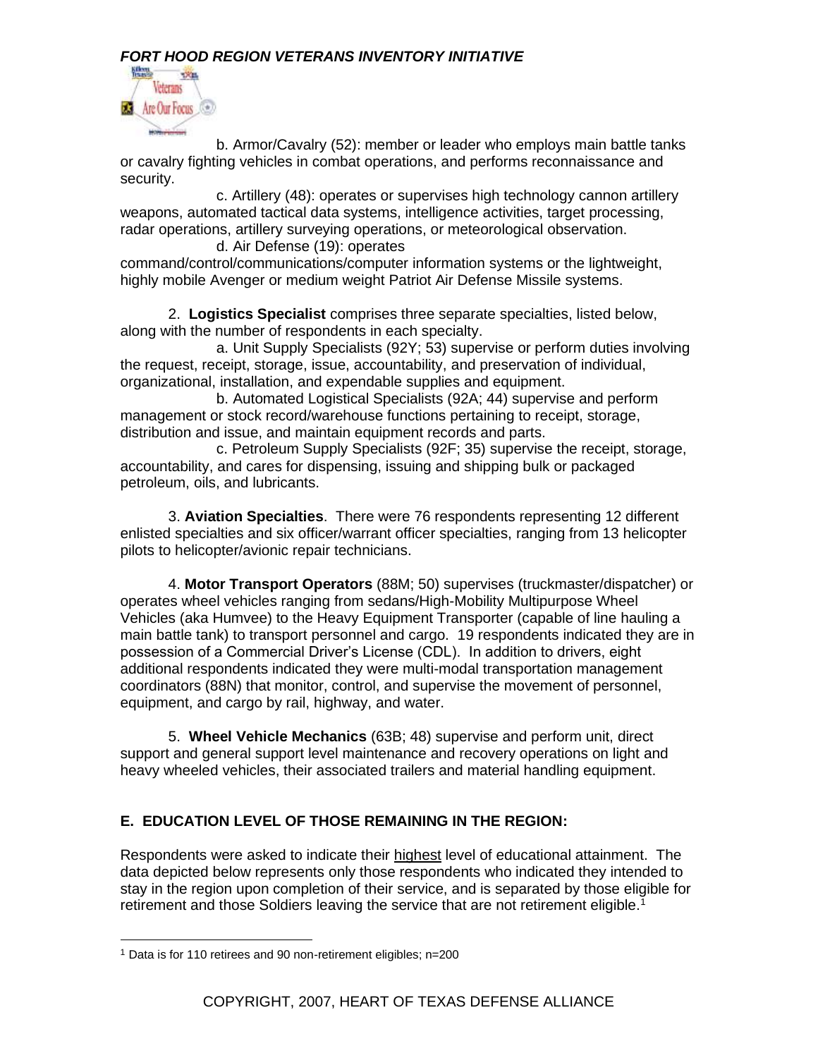b. Armor/Cavalry (52): member or leader who employs main battle tanks or cavalry fighting vehicles in combat operations, and performs reconnaissance and security.

c. Artillery (48): operates or supervises high technology cannon artillery weapons, automated tactical data systems, intelligence activities, target processing, radar operations, artillery surveying operations, or meteorological observation.

d. Air Defense (19): operates command/control/communications/computer information systems or the lightweight, highly mobile Avenger or medium weight Patriot Air Defense Missile systems.

2. **Logistics Specialist** comprises three separate specialties, listed below, along with the number of respondents in each specialty.

a. Unit Supply Specialists (92Y; 53) supervise or perform duties involving the request, receipt, storage, issue, accountability, and preservation of individual, organizational, installation, and expendable supplies and equipment.

b. Automated Logistical Specialists (92A; 44) supervise and perform management or stock record/warehouse functions pertaining to receipt, storage, distribution and issue, and maintain equipment records and parts.

c. Petroleum Supply Specialists (92F; 35) supervise the receipt, storage, accountability, and cares for dispensing, issuing and shipping bulk or packaged petroleum, oils, and lubricants.

3. **Aviation Specialties**. There were 76 respondents representing 12 different enlisted specialties and six officer/warrant officer specialties, ranging from 13 helicopter pilots to helicopter/avionic repair technicians.

4. **Motor Transport Operators** (88M; 50) supervises (truckmaster/dispatcher) or operates wheel vehicles ranging from sedans/High-Mobility Multipurpose Wheel Vehicles (aka Humvee) to the Heavy Equipment Transporter (capable of line hauling a main battle tank) to transport personnel and cargo. 19 respondents indicated they are in possession of a Commercial Driver's License (CDL). In addition to drivers, eight additional respondents indicated they were multi-modal transportation management coordinators (88N) that monitor, control, and supervise the movement of personnel, equipment, and cargo by rail, highway, and water.

5. **Wheel Vehicle Mechanics** (63B; 48) supervise and perform unit, direct support and general support level maintenance and recovery operations on light and heavy wheeled vehicles, their associated trailers and material handling equipment.

## E. EDUCATION LEVEL OF THOSE REMAINING IN THE REGION:

Respondents were asked to indicate their highest level of educational attainment. The data depicted below represents only those respondents who indicated they intended to stay in the region upon completion of their service, and is separated by those eligible for retirement and those Soldiers leaving the service that are not retirement eligible.[1]

[1] Data is for 110 retirees and 90 non-retirement eligibles; n=200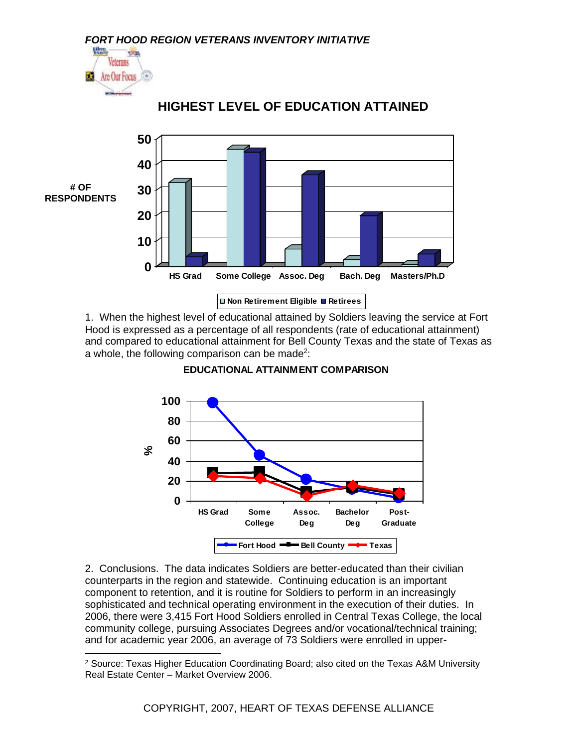*FORT HOOD REGION VETERANS INVENTORY INITIATIVE*

## HIGHEST LEVEL OF EDUCATION ATTAINED

# OF RESPONDENTS

50
40
30
20
10
0

HS Grad
Some College
Assoc. Deg
Bach. Deg
Masters/Ph.D

Non Retirement Eligible
Retirees

1. When the highest level of educational attained by Soldiers leaving the service at Fort Hood is expressed as a percentage of all respondents (rate of educational attainment) and compared to educational attainment for Bell County Texas and the state of Texas as a whole, the following comparison can be made[2]:

**EDUCATIONAL ATTAINMENT COMPARISON**

%

100
80
60
40
20
0

HS Grad
Some College
Assoc. Deg
Bachelor Deg
Post-Graduate

Fort Hood
Bell County
Texas

2. Conclusions. The data indicates Soldiers are better-educated than their civilian counterparts in the region and statewide. Continuing education is an important component to retention, and it is routine for Soldiers to perform in an increasingly sophisticated and technical operating environment in the execution of their duties. In 2006, there were 3,415 Fort Hood Soldiers enrolled in Central Texas College, the local community college, pursuing Associates Degrees and/or vocational/technical training; and for academic year 2006, an average of 73 Soldiers were enrolled in upper-

[2] Source: Texas Higher Education Coordinating Board; also cited on the Texas A&M University Real Estate Center – Market Overview 2006.

COPYRIGHT, 2007, HEART OF TEXAS DEFENSE ALLIANCE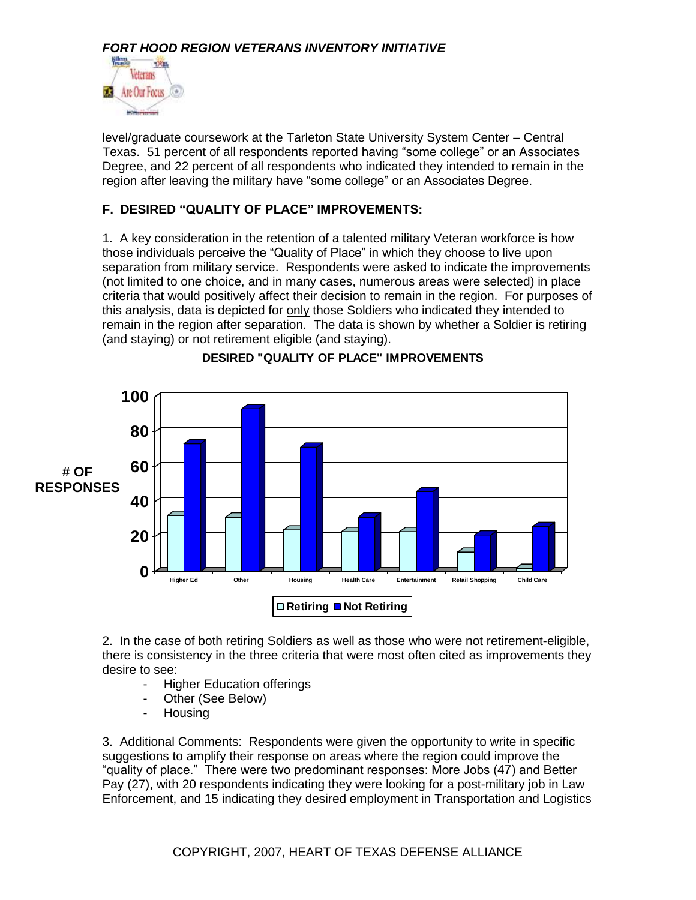level/graduate coursework at the Tarleton State University System Center – Central Texas. 51 percent of all respondents reported having "some college" or an Associates Degree, and 22 percent of all respondents who indicated they intended to remain in the region after leaving the military have "some college" or an Associates Degree.

## F. DESIRED "QUALITY OF PLACE" IMPROVEMENTS:

1. A key consideration in the retention of a talented military Veteran workforce is how those individuals perceive the "Quality of Place" in which they choose to live upon separation from military service. Respondents were asked to indicate the improvements (not limited to one choice, and in many cases, numerous areas were selected) in place criteria that would positively affect their decision to remain in the region. For purposes of this analysis, data is depicted for only those Soldiers who indicated they intended to remain in the region after separation. The data is shown by whether a Soldier is retiring (and staying) or not retirement eligible (and staying).

DESIRED "QUALITY OF PLACE" IMPROVEMENTS

# OF RESPONSES

100
80
60
40
20
0

Higher Ed
Other
Housing
Health Care
Entertainment
Retail Shopping
Child Care

Retiring
Not Retiring

2. In the case of both retiring Soldiers as well as those who were not retirement-eligible, there is consistency in the three criteria that were most often cited as improvements they desire to see:

- Higher Education offerings
- Other (See Below)
- Housing

3. Additional Comments: Respondents were given the opportunity to write in specific suggestions to amplify their response on areas where the region could improve the "quality of place." There were two predominant responses: More Jobs (47) and Better Pay (27), with 20 respondents indicating they were looking for a post-military job in Law Enforcement, and 15 indicating they desired employment in Transportation and Logistics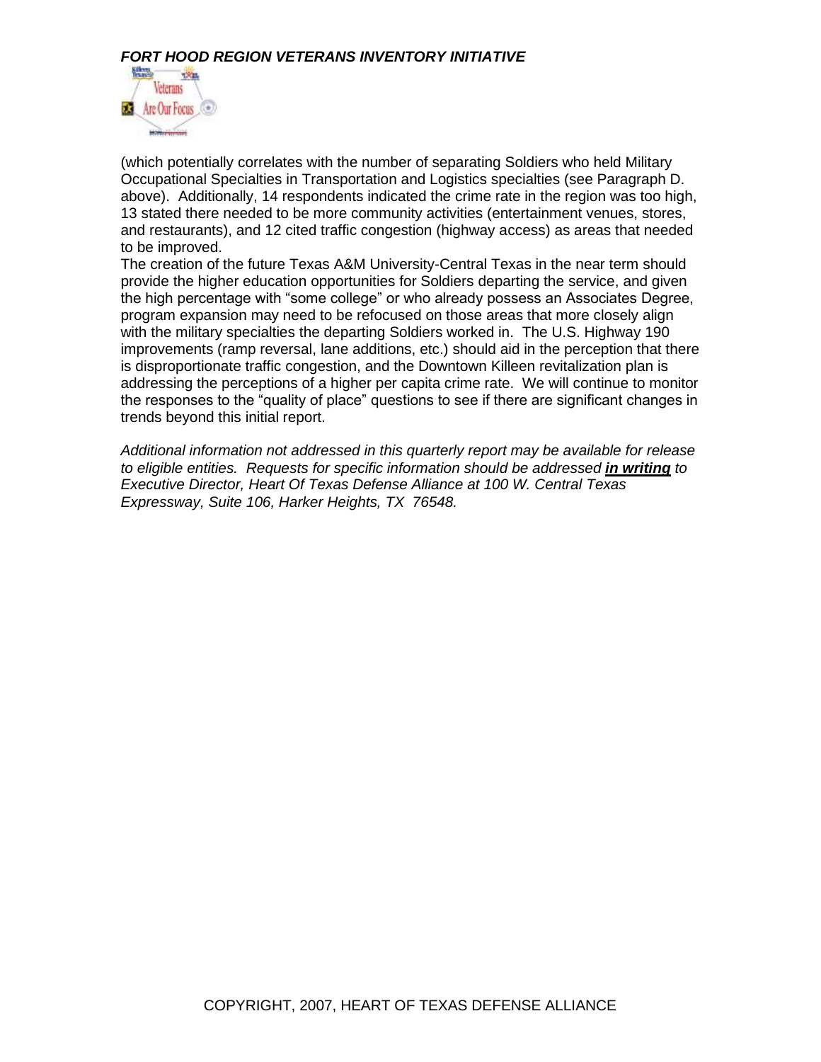(which potentially correlates with the number of separating Soldiers who held Military Occupational Specialties in Transportation and Logistics specialties (see Paragraph D. above). Additionally, 14 respondents indicated the crime rate in the region was too high, 13 stated there needed to be more community activities (entertainment venues, stores, and restaurants), and 12 cited traffic congestion (highway access) as areas that needed to be improved.

The creation of the future Texas A&M University-Central Texas in the near term should provide the higher education opportunities for Soldiers departing the service, and given the high percentage with "some college" or who already possess an Associates Degree, program expansion may need to be refocused on those areas that more closely align with the military specialties the departing Soldiers worked in. The U.S. Highway 190 improvements (ramp reversal, lane additions, etc.) should aid in the perception that there is disproportionate traffic congestion, and the Downtown Killeen revitalization plan is addressing the perceptions of a higher per capita crime rate. We will continue to monitor the responses to the "quality of place" questions to see if there are significant changes in trends beyond this initial report.

*Additional information not addressed in this quarterly report may be available for release to eligible entities. Requests for specific information should be addressed* ***in writing*** *to Executive Director, Heart Of Texas Defense Alliance at 100 W. Central Texas Expressway, Suite 106, Harker Heights, TX 76548.*